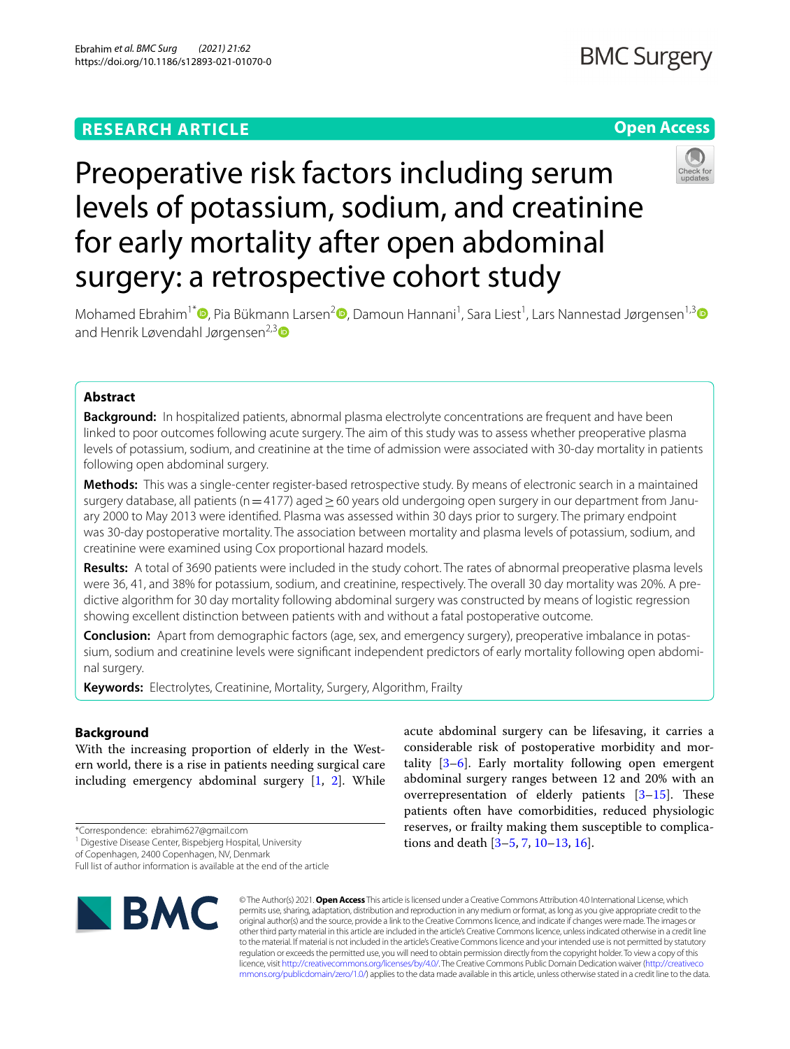RESEARCH ARTICLE

Open Access

# Preoperative risk factors including serum levels of potassium, sodium, and creatinine for early mortality after open abdominal surgery: a retrospective cohort study

Mohamed Ebrahim[1*], Pia Bükmann Larsen[2], Damoun Hannani[1], Sara Liest[1], Lars Nannestad Jørgensen[1,3] and Henrik Løvendahl Jørgensen[2,3]

## Abstract

**Background:** In hospitalized patients, abnormal plasma electrolyte concentrations are frequent and have been linked to poor outcomes following acute surgery. The aim of this study was to assess whether preoperative plasma levels of potassium, sodium, and creatinine at the time of admission were associated with 30-day mortality in patients following open abdominal surgery.

**Methods:** This was a single-center register-based retrospective study. By means of electronic search in a maintained surgery database, all patients (n = 4177) aged ≥ 60 years old undergoing open surgery in our department from January 2000 to May 2013 were identified. Plasma was assessed within 30 days prior to surgery. The primary endpoint was 30-day postoperative mortality. The association between mortality and plasma levels of potassium, sodium, and creatinine were examined using Cox proportional hazard models.

**Results:** A total of 3690 patients were included in the study cohort. The rates of abnormal preoperative plasma levels were 36, 41, and 38% for potassium, sodium, and creatinine, respectively. The overall 30 day mortality was 20%. A predictive algorithm for 30 day mortality following abdominal surgery was constructed by means of logistic regression showing excellent distinction between patients with and without a fatal postoperative outcome.

**Conclusion:** Apart from demographic factors (age, sex, and emergency surgery), preoperative imbalance in potassium, sodium and creatinine levels were significant independent predictors of early mortality following open abdominal surgery.

**Keywords:** Electrolytes, Creatinine, Mortality, Surgery, Algorithm, Frailty

## Background

With the increasing proportion of elderly in the Western world, there is a rise in patients needing surgical care including emergency abdominal surgery [1, 2]. While acute abdominal surgery can be lifesaving, it carries a considerable risk of postoperative morbidity and mortality [3–6]. Early mortality following open emergent abdominal surgery ranges between 12 and 20% with an overrepresentation of elderly patients [3–15]. These patients often have comorbidities, reduced physiologic reserves, or frailty making them susceptible to complications and death [3–5, 7, 10–13, 16].

*Correspondence: ebrahim627@gmail.com
[1] Digestive Disease Center, Bispebjerg Hospital, University of Copenhagen, 2400 Copenhagen, NV, Denmark
Full list of author information is available at the end of the article

© The Author(s) 2021. **Open Access** This article is licensed under a Creative Commons Attribution 4.0 International License, which permits use, sharing, adaptation, distribution and reproduction in any medium or format, as long as you give appropriate credit to the original author(s) and the source, provide a link to the Creative Commons licence, and indicate if changes were made. The images or other third party material in this article are included in the article's Creative Commons licence, unless indicated otherwise in a credit line to the material. If material is not included in the article's Creative Commons licence and your intended use is not permitted by statutory regulation or exceeds the permitted use, you will need to obtain permission directly from the copyright holder. To view a copy of this licence, visit http://creativecommons.org/licenses/by/4.0/. The Creative Commons Public Domain Dedication waiver (http://creativecommons.org/publicdomain/zero/1.0/) applies to the data made available in this article, unless otherwise stated in a credit line to the data.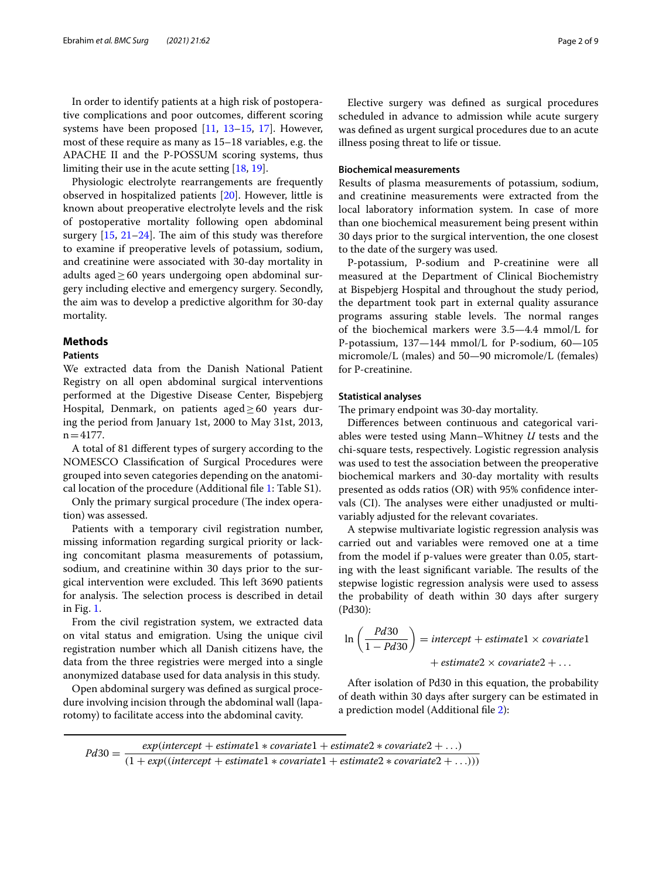In order to identify patients at a high risk of postoperative complications and poor outcomes, different scoring systems have been proposed [11, 13–15, 17]. However, most of these require as many as 15–18 variables, e.g. the APACHE II and the P-POSSUM scoring systems, thus limiting their use in the acute setting [18, 19].

Physiologic electrolyte rearrangements are frequently observed in hospitalized patients [20]. However, little is known about preoperative electrolyte levels and the risk of postoperative mortality following open abdominal surgery [15, 21–24]. The aim of this study was therefore to examine if preoperative levels of potassium, sodium, and creatinine were associated with 30-day mortality in adults aged ≥ 60 years undergoing open abdominal surgery including elective and emergency surgery. Secondly, the aim was to develop a predictive algorithm for 30-day mortality.

## Methods

### Patients

We extracted data from the Danish National Patient Registry on all open abdominal surgical interventions performed at the Digestive Disease Center, Bispebjerg Hospital, Denmark, on patients aged ≥ 60 years during the period from January 1st, 2000 to May 31st, 2013, n = 4177.

A total of 81 different types of surgery according to the NOMESCO Classification of Surgical Procedures were grouped into seven categories depending on the anatomical location of the procedure (Additional file 1: Table S1).

Only the primary surgical procedure (The index operation) was assessed.

Patients with a temporary civil registration number, missing information regarding surgical priority or lacking concomitant plasma measurements of potassium, sodium, and creatinine within 30 days prior to the surgical intervention were excluded. This left 3690 patients for analysis. The selection process is described in detail in Fig. 1.

From the civil registration system, we extracted data on vital status and emigration. Using the unique civil registration number which all Danish citizens have, the data from the three registries were merged into a single anonymized database used for data analysis in this study.

Open abdominal surgery was defined as surgical procedure involving incision through the abdominal wall (laparotomy) to facilitate access into the abdominal cavity.

Elective surgery was defined as surgical procedures scheduled in advance to admission while acute surgery was defined as urgent surgical procedures due to an acute illness posing threat to life or tissue.

### Biochemical measurements

Results of plasma measurements of potassium, sodium, and creatinine measurements were extracted from the local laboratory information system. In case of more than one biochemical measurement being present within 30 days prior to the surgical intervention, the one closest to the date of the surgery was used.

P-potassium, P-sodium and P-creatinine were all measured at the Department of Clinical Biochemistry at Bispebjerg Hospital and throughout the study period, the department took part in external quality assurance programs assuring stable levels. The normal ranges of the biochemical markers were 3.5—4.4 mmol/L for P-potassium, 137—144 mmol/L for P-sodium, 60—105 micromole/L (males) and 50—90 micromole/L (females) for P-creatinine.

### Statistical analyses

The primary endpoint was 30-day mortality.

Differences between continuous and categorical variables were tested using Mann–Whitney $U$ tests and the chi-square tests, respectively. Logistic regression analysis was used to test the association between the preoperative biochemical markers and 30-day mortality with results presented as odds ratios (OR) with 95% confidence intervals (CI). The analyses were either unadjusted or multivariably adjusted for the relevant covariates.

A stepwise multivariate logistic regression analysis was carried out and variables were removed one at a time from the model if p-values were greater than 0.05, starting with the least significant variable. The results of the stepwise logistic regression analysis were used to assess the probability of death within 30 days after surgery (Pd30):

$$\ln\left(\frac{Pd30}{1 - Pd30}\right) = intercept + estimate1 \times covariate1 + estimate2 \times covariate2 + \ldots$$

After isolation of Pd30 in this equation, the probability of death within 30 days after surgery can be estimated in a prediction model (Additional file 2):

$$Pd30 = \frac{exp(intercept + estimate1 * covariate1 + estimate2 * covariate2 + \ldots)}{(1 + exp((intercept + estimate1 * covariate1 + estimate2 * covariate2 + \ldots)))}$$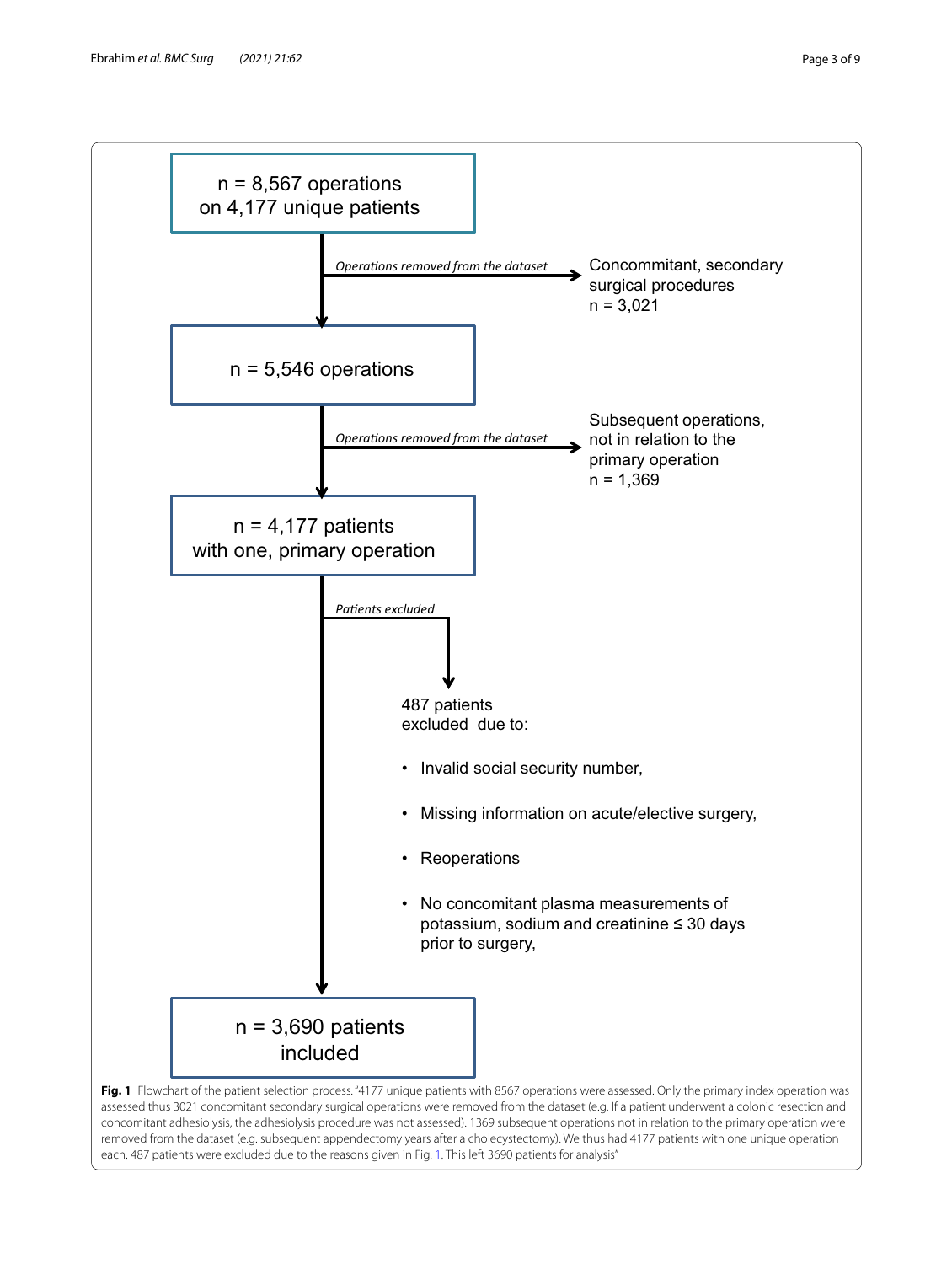n = 8,567 operations on 4,177 unique patients

*Operations removed from the dataset* → Concommitant, secondary surgical procedures n = 3,021

n = 5,546 operations

*Operations removed from the dataset* → Subsequent operations, not in relation to the primary operation n = 1,369

n = 4,177 patients with one, primary operation

*Patients excluded* → 487 patients excluded due to:

- Invalid social security number,
- Missing information on acute/elective surgery,
- Reoperations
- No concomitant plasma measurements of potassium, sodium and creatinine ≤ 30 days prior to surgery,

n = 3,690 patients included

**Fig. 1** Flowchart of the patient selection process. "4177 unique patients with 8567 operations were assessed. Only the primary index operation was assessed thus 3021 concomitant secondary surgical operations were removed from the dataset (e.g. If a patient underwent a colonic resection and concomitant adhesiolysis, the adhesiolysis procedure was not assessed). 1369 subsequent operations not in relation to the primary operation were removed from the dataset (e.g. subsequent appendectomy years after a cholecystectomy). We thus had 4177 patients with one unique operation each. 487 patients were excluded due to the reasons given in Fig. 1. This left 3690 patients for analysis"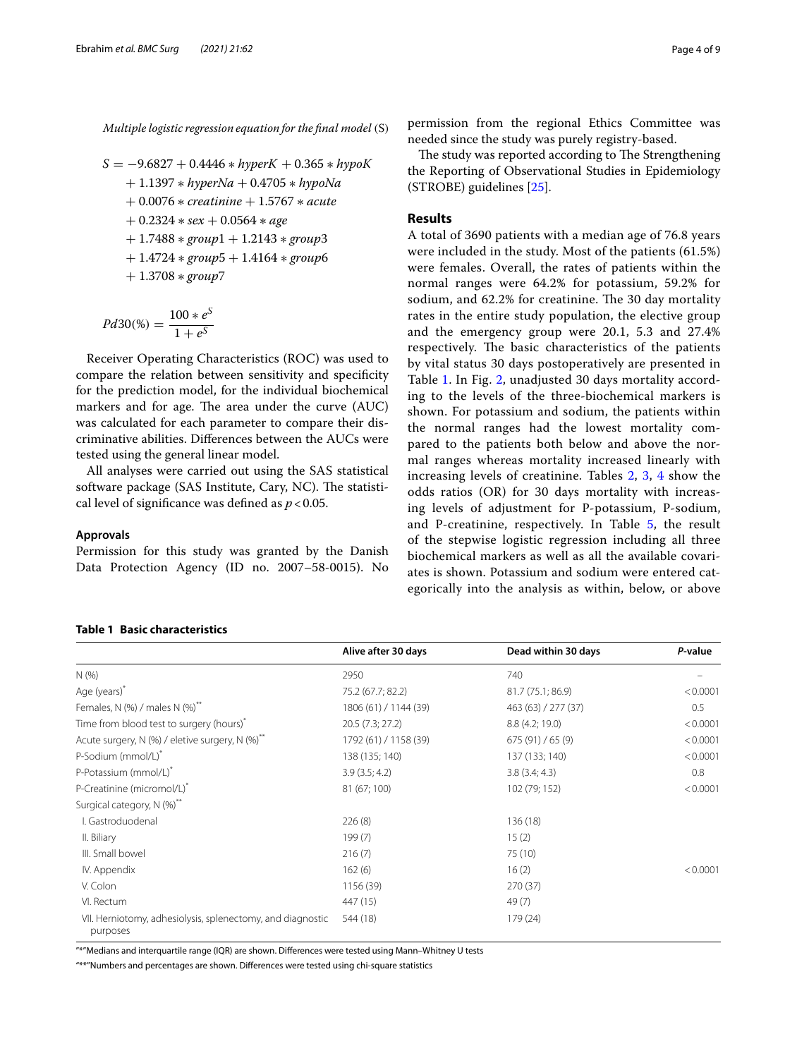*Multiple logistic regression equation for the final model* (S)

$$
\begin{aligned}
S = & -9.6827 + 0.4446 * hyperK + 0.365 * hypoK \\
& + 1.1397 * hyperNa + 0.4705 * hypoNa \\
& + 0.0076 * creatinine + 1.5767 * acute \\
& + 0.2324 * sex + 0.0564 * age \\
& + 1.7488 * group1 + 1.2143 * group3 \\
& + 1.4724 * group5 + 1.4164 * group6 \\
& + 1.3708 * group7
\end{aligned}
$$

$$
Pd30(\%) = \frac{100 * e^S}{1 + e^S}
$$

Receiver Operating Characteristics (ROC) was used to compare the relation between sensitivity and specificity for the prediction model, for the individual biochemical markers and for age. The area under the curve (AUC) was calculated for each parameter to compare their discriminative abilities. Differences between the AUCs were tested using the general linear model.

All analyses were carried out using the SAS statistical software package (SAS Institute, Cary, NC). The statistical level of significance was defined as $p < 0.05$.

### Approvals

Permission for this study was granted by the Danish Data Protection Agency (ID no. 2007–58-0015). No permission from the regional Ethics Committee was needed since the study was purely registry-based.

The study was reported according to The Strengthening the Reporting of Observational Studies in Epidemiology (STROBE) guidelines [25].

## Results

A total of 3690 patients with a median age of 76.8 years were included in the study. Most of the patients (61.5%) were females. Overall, the rates of patients within the normal ranges were 64.2% for potassium, 59.2% for sodium, and 62.2% for creatinine. The 30 day mortality rates in the entire study population, the elective group and the emergency group were 20.1, 5.3 and 27.4% respectively. The basic characteristics of the patients by vital status 30 days postoperatively are presented in Table 1. In Fig. 2, unadjusted 30 days mortality according to the levels of the three-biochemical markers is shown. For potassium and sodium, the patients within the normal ranges had the lowest mortality compared to the patients both below and above the normal ranges whereas mortality increased linearly with increasing levels of creatinine. Tables 2, 3, 4 show the odds ratios (OR) for 30 days mortality with increasing levels of adjustment for P-potassium, P-sodium, and P-creatinine, respectively. In Table 5, the result of the stepwise logistic regression including all three biochemical markers as well as all the available covariates is shown. Potassium and sodium were entered categorically into the analysis as within, below, or above

**Table 1 Basic characteristics**

| | Alive after 30 days | Dead within 30 days | *P*-value |
|---|---|---|---|
| N (%) | 2950 | 740 | – |
| Age (years)* | 75.2 (67.7; 82.2) | 81.7 (75.1; 86.9) | < 0.0001 |
| Females, N (%) / males N (%)** | 1806 (61) / 1144 (39) | 463 (63) / 277 (37) | 0.5 |
| Time from blood test to surgery (hours)* | 20.5 (7.3; 27.2) | 8.8 (4.2; 19.0) | < 0.0001 |
| Acute surgery, N (%) / eletive surgery, N (%)** | 1792 (61) / 1158 (39) | 675 (91) / 65 (9) | < 0.0001 |
| P-Sodium (mmol/L)* | 138 (135; 140) | 137 (133; 140) | < 0.0001 |
| P-Potassium (mmol/L)* | 3.9 (3.5; 4.2) | 3.8 (3.4; 4.3) | 0.8 |
| P-Creatinine (micromol/L)* | 81 (67; 100) | 102 (79; 152) | < 0.0001 |
| Surgical category, N (%)** | | | |
| I. Gastroduodenal | 226 (8) | 136 (18) | |
| II. Biliary | 199 (7) | 15 (2) | |
| III. Small bowel | 216 (7) | 75 (10) | |
| IV. Appendix | 162 (6) | 16 (2) | < 0.0001 |
| V. Colon | 1156 (39) | 270 (37) | |
| VI. Rectum | 447 (15) | 49 (7) | |
| VII. Herniotomy, adhesiolysis, splenectomy, and diagnostic purposes | 544 (18) | 179 (24) | |

"*"Medians and interquartile range (IQR) are shown. Differences were tested using Mann–Whitney U tests

"**"Numbers and percentages are shown. Differences were tested using chi-square statistics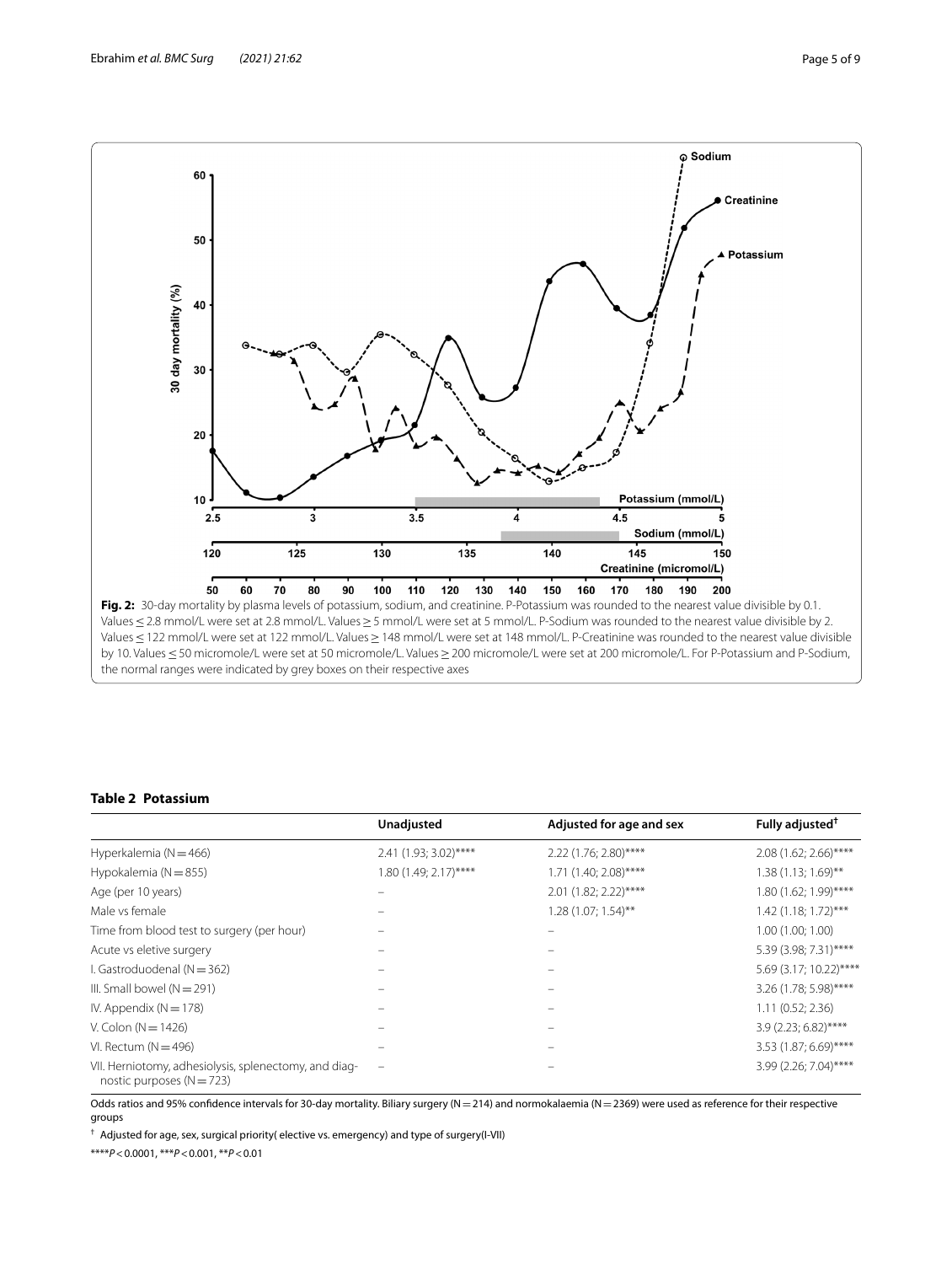**Fig. 2:** 30-day mortality by plasma levels of potassium, sodium, and creatinine. P-Potassium was rounded to the nearest value divisible by 0.1. Values ≤ 2.8 mmol/L were set at 2.8 mmol/L. Values ≥ 5 mmol/L were set at 5 mmol/L. P-Sodium was rounded to the nearest value divisible by 2. Values ≤ 122 mmol/L were set at 122 mmol/L. Values ≥ 148 mmol/L were set at 148 mmol/L. P-Creatinine was rounded to the nearest value divisible by 10. Values ≤ 50 micromole/L were set at 50 micromole/L. Values ≥ 200 micromole/L were set at 200 micromole/L. For P-Potassium and P-Sodium, the normal ranges were indicated by grey boxes on their respective axes

**Table 2 Potassium**

| | Unadjusted | Adjusted for age and sex | Fully adjusted[†] |
|---|---|---|---|
| Hyperkalemia (N = 466) | 2.41 (1.93; 3.02)**** | 2.22 (1.76; 2.80)**** | 2.08 (1.62; 2.66)**** |
| Hypokalemia (N = 855) | 1.80 (1.49; 2.17)**** | 1.71 (1.40; 2.08)**** | 1.38 (1.13; 1.69)** |
| Age (per 10 years) | – | 2.01 (1.82; 2.22)**** | 1.80 (1.62; 1.99)**** |
| Male vs female | – | 1.28 (1.07; 1.54)** | 1.42 (1.18; 1.72)*** |
| Time from blood test to surgery (per hour) | – | – | 1.00 (1.00; 1.00) |
| Acute vs eletive surgery | – | – | 5.39 (3.98; 7.31)**** |
| I. Gastroduodenal (N = 362) | – | – | 5.69 (3.17; 10.22)**** |
| III. Small bowel (N = 291) | – | – | 3.26 (1.78; 5.98)**** |
| IV. Appendix (N = 178) | – | – | 1.11 (0.52; 2.36) |
| V. Colon (N = 1426) | – | – | 3.9 (2.23; 6.82)**** |
| VI. Rectum (N = 496) | – | – | 3.53 (1.87; 6.69)**** |
| VII. Herniotomy, adhesiolysis, splenectomy, and diagnostic purposes (N = 723) | – | – | 3.99 (2.26; 7.04)**** |

Odds ratios and 95% confidence intervals for 30-day mortality. Biliary surgery (N = 214) and normokalaemia (N = 2369) were used as reference for their respective groups

[†] Adjusted for age, sex, surgical priority( elective vs. emergency) and type of surgery(I-VII)

****$P < 0.0001$, ***$P < 0.001$, **$P < 0.01$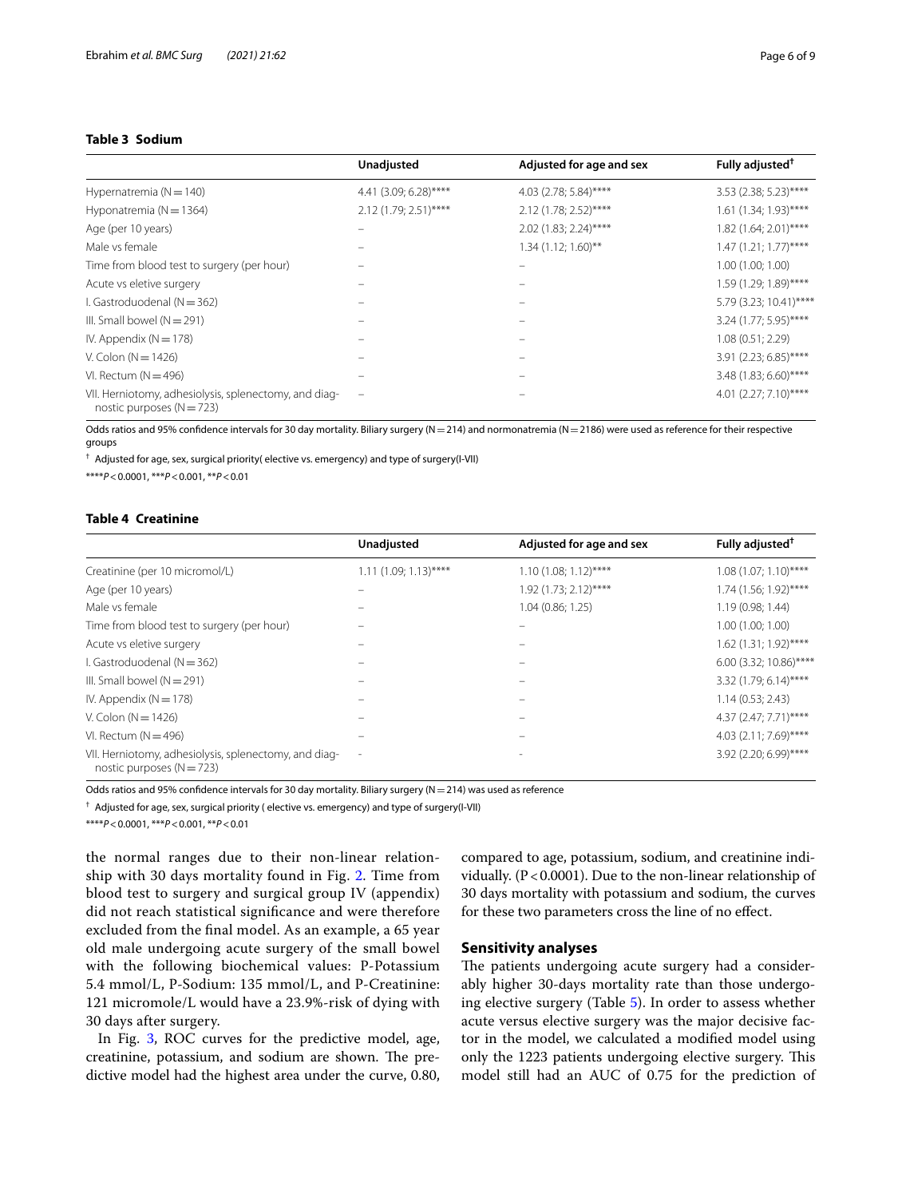**Table 3 Sodium**

| | Unadjusted | Adjusted for age and sex | Fully adjusted[†] |
|---|---|---|---|
| Hypernatremia (N = 140) | 4.41 (3.09; 6.28)**** | 4.03 (2.78; 5.84)**** | 3.53 (2.38; 5.23)**** |
| Hyponatremia (N = 1364) | 2.12 (1.79; 2.51)**** | 2.12 (1.78; 2.52)**** | 1.61 (1.34; 1.93)**** |
| Age (per 10 years) | – | 2.02 (1.83; 2.24)**** | 1.82 (1.64; 2.01)**** |
| Male vs female | – | 1.34 (1.12; 1.60)** | 1.47 (1.21; 1.77)**** |
| Time from blood test to surgery (per hour) | – | – | 1.00 (1.00; 1.00) |
| Acute vs eletive surgery | – | – | 1.59 (1.29; 1.89)**** |
| I. Gastroduodenal (N = 362) | – | – | 5.79 (3.23; 10.41)**** |
| III. Small bowel (N = 291) | – | – | 3.24 (1.77; 5.95)**** |
| IV. Appendix (N = 178) | – | – | 1.08 (0.51; 2.29) |
| V. Colon (N = 1426) | – | – | 3.91 (2.23; 6.85)**** |
| VI. Rectum (N = 496) | – | – | 3.48 (1.83; 6.60)**** |
| VII. Herniotomy, adhesiolysis, splenectomy, and diagnostic purposes (N = 723) | – | – | 4.01 (2.27; 7.10)**** |

Odds ratios and 95% confidence intervals for 30 day mortality. Biliary surgery (N = 214) and normonatremia (N = 2186) were used as reference for their respective groups

[†] Adjusted for age, sex, surgical priority( elective vs. emergency) and type of surgery(I-VII)

****$P < 0.0001$, ***$P < 0.001$, **$P < 0.01$

**Table 4 Creatinine**

| | Unadjusted | Adjusted for age and sex | Fully adjusted[†] |
|---|---|---|---|
| Creatinine (per 10 micromol/L) | 1.11 (1.09; 1.13)**** | 1.10 (1.08; 1.12)**** | 1.08 (1.07; 1.10)**** |
| Age (per 10 years) | – | 1.92 (1.73; 2.12)**** | 1.74 (1.56; 1.92)**** |
| Male vs female | – | 1.04 (0.86; 1.25) | 1.19 (0.98; 1.44) |
| Time from blood test to surgery (per hour) | – | – | 1.00 (1.00; 1.00) |
| Acute vs eletive surgery | – | – | 1.62 (1.31; 1.92)**** |
| I. Gastroduodenal (N = 362) | – | – | 6.00 (3.32; 10.86)**** |
| III. Small bowel (N = 291) | – | – | 3.32 (1.79; 6.14)**** |
| IV. Appendix (N = 178) | – | – | 1.14 (0.53; 2.43) |
| V. Colon (N = 1426) | – | – | 4.37 (2.47; 7.71)**** |
| VI. Rectum (N = 496) | – | – | 4.03 (2.11; 7.69)**** |
| VII. Herniotomy, adhesiolysis, splenectomy, and diagnostic purposes (N = 723) | - | - | 3.92 (2.20; 6.99)**** |

Odds ratios and 95% confidence intervals for 30 day mortality. Biliary surgery (N = 214) was used as reference

[†] Adjusted for age, sex, surgical priority ( elective vs. emergency) and type of surgery(I-VII)

****$P < 0.0001$, ***$P < 0.001$, **$P < 0.01$

the normal ranges due to their non-linear relationship with 30 days mortality found in Fig. 2. Time from blood test to surgery and surgical group IV (appendix) did not reach statistical significance and were therefore excluded from the final model. As an example, a 65 year old male undergoing acute surgery of the small bowel with the following biochemical values: P-Potassium 5.4 mmol/L, P-Sodium: 135 mmol/L, and P-Creatinine: 121 micromole/L would have a 23.9%-risk of dying with 30 days after surgery.

In Fig. 3, ROC curves for the predictive model, age, creatinine, potassium, and sodium are shown. The predictive model had the highest area under the curve, 0.80, compared to age, potassium, sodium, and creatinine individually. ($P < 0.0001$). Due to the non-linear relationship of 30 days mortality with potassium and sodium, the curves for these two parameters cross the line of no effect.

## Sensitivity analyses

The patients undergoing acute surgery had a considerably higher 30-days mortality rate than those undergoing elective surgery (Table 5). In order to assess whether acute versus elective surgery was the major decisive factor in the model, we calculated a modified model using only the 1223 patients undergoing elective surgery. This model still had an AUC of 0.75 for the prediction of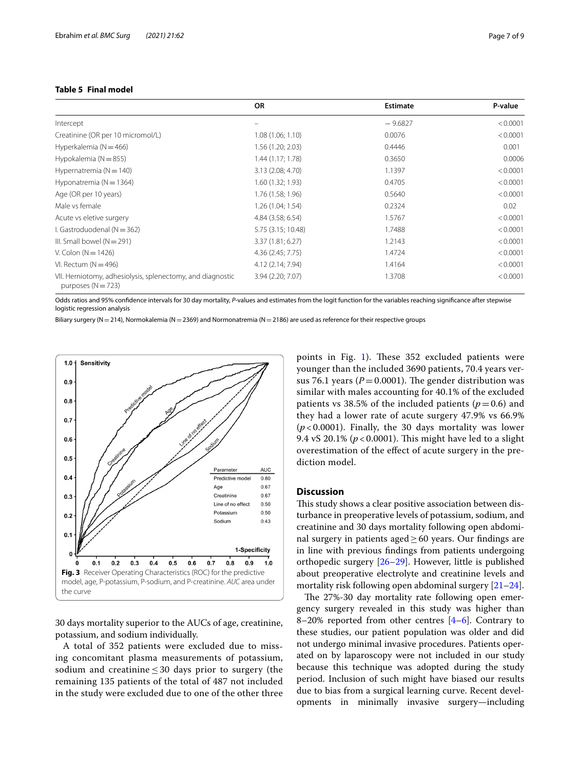**Table 5 Final model**

|  | OR | Estimate | P-value |
|---|---|---|---|
| Intercept | – | − 9.6827 | < 0.0001 |
| Creatinine (OR per 10 micromol/L) | 1.08 (1.06; 1.10) | 0.0076 | < 0.0001 |
| Hyperkalemia (N = 466) | 1.56 (1.20; 2.03) | 0.4446 | 0.001 |
| Hypokalemia (N = 855) | 1.44 (1.17; 1.78) | 0.3650 | 0.0006 |
| Hypernatremia (N = 140) | 3.13 (2.08; 4.70) | 1.1397 | < 0.0001 |
| Hyponatremia (N = 1364) | 1.60 (1.32; 1.93) | 0.4705 | < 0.0001 |
| Age (OR per 10 years) | 1.76 (1.58; 1.96) | 0.5640 | < 0.0001 |
| Male vs female | 1.26 (1.04; 1.54) | 0.2324 | 0.02 |
| Acute vs eletive surgery | 4.84 (3.58; 6.54) | 1.5767 | < 0.0001 |
| I. Gastroduodenal (N = 362) | 5.75 (3.15; 10.48) | 1.7488 | < 0.0001 |
| III. Small bowel (N = 291) | 3.37 (1.81; 6.27) | 1.2143 | < 0.0001 |
| V. Colon (N = 1426) | 4.36 (2.45; 7.75) | 1.4724 | < 0.0001 |
| VI. Rectum (N = 496) | 4.12 (2.14; 7.94) | 1.4164 | < 0.0001 |
| VII. Herniotomy, adhesiolysis, splenectomy, and diagnostic purposes (N = 723) | 3.94 (2.20; 7.07) | 1.3708 | < 0.0001 |

Odds ratios and 95% confidence intervals for 30 day mortality, *P*-values and estimates from the logit function for the variables reaching significance after stepwise logistic regression analysis

Biliary surgery (N = 214), Normokalemia (N = 2369) and Normonatremia (N = 2186) are used as reference for their respective groups

**Fig. 3** Receiver Operating Characteristics (ROC) for the predictive model, age, P-potassium, P-sodium, and P-creatinine. *AUC* area under the curve

30 days mortality superior to the AUCs of age, creatinine, potassium, and sodium individually.

A total of 352 patients were excluded due to missing concomitant plasma measurements of potassium, sodium and creatinine ≤ 30 days prior to surgery (the remaining 135 patients of the total of 487 not included in the study were excluded due to one of the other three points in Fig. 1). These 352 excluded patients were younger than the included 3690 patients, 70.4 years versus 76.1 years ($P = 0.0001$). The gender distribution was similar with males accounting for 40.1% of the excluded patients vs 38.5% of the included patients ($p = 0.6$) and they had a lower rate of acute surgery 47.9% vs 66.9% ($p < 0.0001$). Finally, the 30 days mortality was lower 9.4 vS 20.1% ($p < 0.0001$). This might have led to a slight overestimation of the effect of acute surgery in the prediction model.

## Discussion

This study shows a clear positive association between disturbance in preoperative levels of potassium, sodium, and creatinine and 30 days mortality following open abdominal surgery in patients aged ≥ 60 years. Our findings are in line with previous findings from patients undergoing orthopedic surgery [26–29]. However, little is published about preoperative electrolyte and creatinine levels and mortality risk following open abdominal surgery [21–24].

The 27%-30 day mortality rate following open emergency surgery revealed in this study was higher than 8–20% reported from other centres [4–6]. Contrary to these studies, our patient population was older and did not undergo minimal invasive procedures. Patients operated on by laparoscopy were not included in our study because this technique was adopted during the study period. Inclusion of such might have biased our results due to bias from a surgical learning curve. Recent developments in minimally invasive surgery—including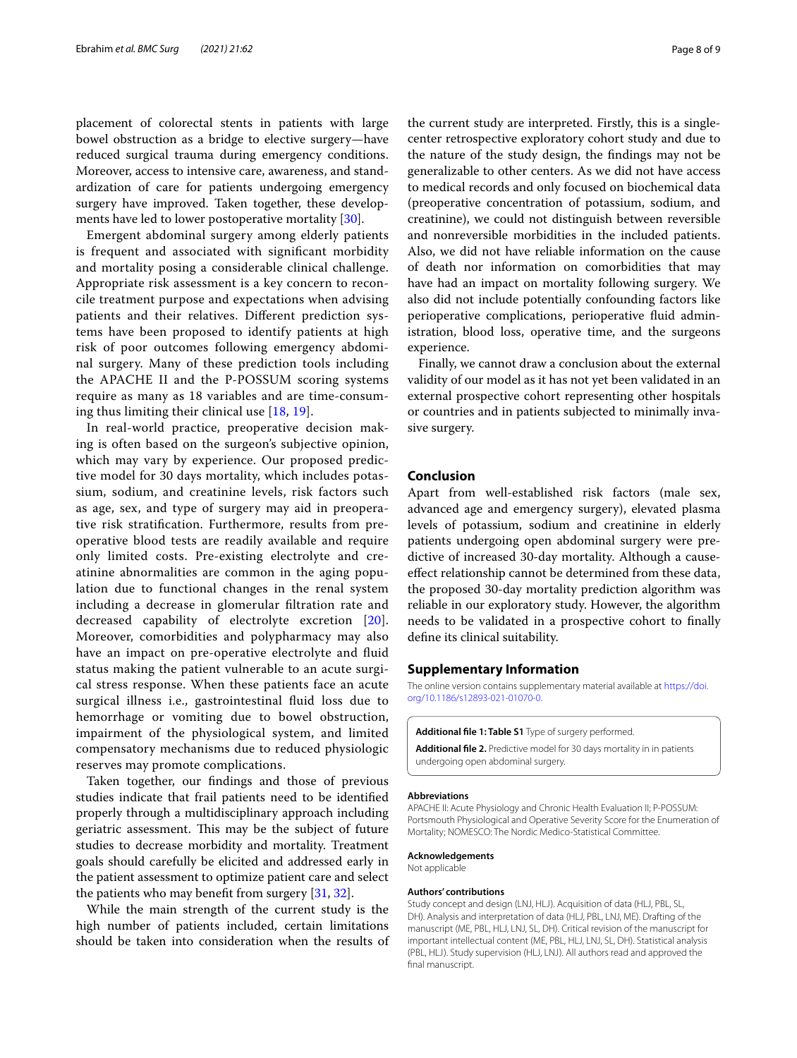placement of colorectal stents in patients with large bowel obstruction as a bridge to elective surgery—have reduced surgical trauma during emergency conditions. Moreover, access to intensive care, awareness, and standardization of care for patients undergoing emergency surgery have improved. Taken together, these developments have led to lower postoperative mortality [30].

Emergent abdominal surgery among elderly patients is frequent and associated with significant morbidity and mortality posing a considerable clinical challenge. Appropriate risk assessment is a key concern to reconcile treatment purpose and expectations when advising patients and their relatives. Different prediction systems have been proposed to identify patients at high risk of poor outcomes following emergency abdominal surgery. Many of these prediction tools including the APACHE II and the P-POSSUM scoring systems require as many as 18 variables and are time-consuming thus limiting their clinical use [18, 19].

In real-world practice, preoperative decision making is often based on the surgeon's subjective opinion, which may vary by experience. Our proposed predictive model for 30 days mortality, which includes potassium, sodium, and creatinine levels, risk factors such as age, sex, and type of surgery may aid in preoperative risk stratification. Furthermore, results from preoperative blood tests are readily available and require only limited costs. Pre-existing electrolyte and creatinine abnormalities are common in the aging population due to functional changes in the renal system including a decrease in glomerular filtration rate and decreased capability of electrolyte excretion [20]. Moreover, comorbidities and polypharmacy may also have an impact on pre-operative electrolyte and fluid status making the patient vulnerable to an acute surgical stress response. When these patients face an acute surgical illness i.e., gastrointestinal fluid loss due to hemorrhage or vomiting due to bowel obstruction, impairment of the physiological system, and limited compensatory mechanisms due to reduced physiologic reserves may promote complications.

Taken together, our findings and those of previous studies indicate that frail patients need to be identified properly through a multidisciplinary approach including geriatric assessment. This may be the subject of future studies to decrease morbidity and mortality. Treatment goals should carefully be elicited and addressed early in the patient assessment to optimize patient care and select the patients who may benefit from surgery [31, 32].

While the main strength of the current study is the high number of patients included, certain limitations should be taken into consideration when the results of the current study are interpreted. Firstly, this is a single-center retrospective exploratory cohort study and due to the nature of the study design, the findings may not be generalizable to other centers. As we did not have access to medical records and only focused on biochemical data (preoperative concentration of potassium, sodium, and creatinine), we could not distinguish between reversible and nonreversible morbidities in the included patients. Also, we did not have reliable information on the cause of death nor information on comorbidities that may have had an impact on mortality following surgery. We also did not include potentially confounding factors like perioperative complications, perioperative fluid administration, blood loss, operative time, and the surgeons experience.

Finally, we cannot draw a conclusion about the external validity of our model as it has not yet been validated in an external prospective cohort representing other hospitals or countries and in patients subjected to minimally invasive surgery.

## Conclusion

Apart from well-established risk factors (male sex, advanced age and emergency surgery), elevated plasma levels of potassium, sodium and creatinine in elderly patients undergoing open abdominal surgery were predictive of increased 30-day mortality. Although a cause-effect relationship cannot be determined from these data, the proposed 30-day mortality prediction algorithm was reliable in our exploratory study. However, the algorithm needs to be validated in a prospective cohort to finally define its clinical suitability.

## Supplementary Information

The online version contains supplementary material available at https://doi.org/10.1186/s12893-021-01070-0.

**Additional file 1: Table S1** Type of surgery performed.

**Additional file 2.** Predictive model for 30 days mortality in in patients undergoing open abdominal surgery.

#### Abbreviations

APACHE II: Acute Physiology and Chronic Health Evaluation II; P-POSSUM: Portsmouth Physiological and Operative Severity Score for the Enumeration of Mortality; NOMESCO: The Nordic Medico-Statistical Committee.

#### Acknowledgements

Not applicable

#### Authors' contributions

Study concept and design (LNJ, HLJ). Acquisition of data (HLJ, PBL, SL, DH). Analysis and interpretation of data (HLJ, PBL, LNJ, ME). Drafting of the manuscript (ME, PBL, HLJ, LNJ, SL, DH). Critical revision of the manuscript for important intellectual content (ME, PBL, HLJ, LNJ, SL, DH). Statistical analysis (PBL, HLJ). Study supervision (HLJ, LNJ). All authors read and approved the final manuscript.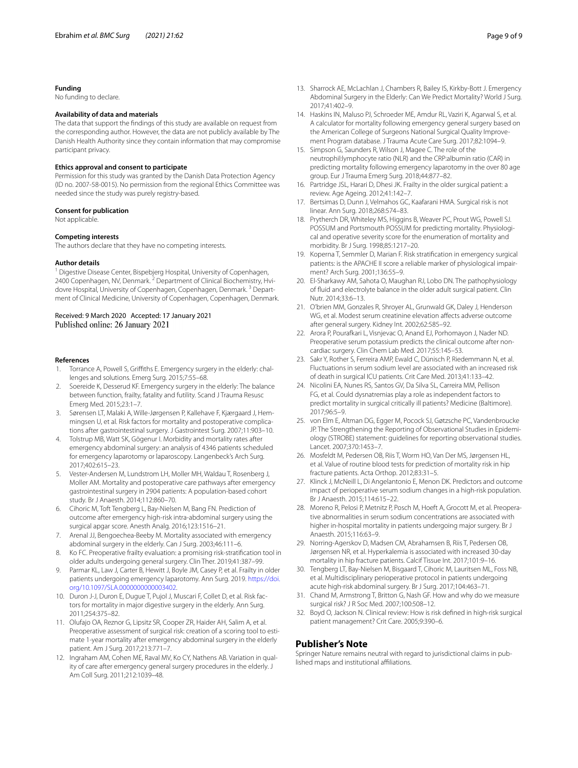### Funding

No funding to declare.

### Availability of data and materials

The data that support the findings of this study are available on request from the corresponding author. However, the data are not publicly available by The Danish Health Authority since they contain information that may compromise participant privacy.

### Ethics approval and consent to participate

Permission for this study was granted by the Danish Data Protection Agency (ID no. 2007-58-0015). No permission from the regional Ethics Committee was needed since the study was purely registry-based.

### Consent for publication

Not applicable.

### Competing interests

The authors declare that they have no competing interests.

### Author details

[1] Digestive Disease Center, Bispebjerg Hospital, University of Copenhagen, 2400 Copenhagen, NV, Denmark. [2] Department of Clinical Biochemistry, Hvidovre Hospital, University of Copenhagen, Copenhagen, Denmark. [3] Department of Clinical Medicine, University of Copenhagen, Copenhagen, Denmark.

Received: 9 March 2020 Accepted: 17 January 2021
Published online: 26 January 2021

### References

1. Torrance A, Powell S, Griffiths E. Emergency surgery in the elderly: challenges and solutions. Emerg Surg. 2015;7:55–68.
2. Soereide K, Desserud KF. Emergency surgery in the elderly: The balance between function, frailty, fatality and futility. Scand J Trauma Resusc Emerg Med. 2015;23:1–7.
3. Sørensen LT, Malaki A, Wille-Jørgensen P, Kallehave F, Kjærgaard J, Hemmingsen U, et al. Risk factors for mortality and postoperative complications after gastrointestinal surgery. J Gastrointest Surg. 2007;11:903–10.
4. Tolstrup MB, Watt SK, Gögenur I. Morbidity and mortality rates after emergency abdominal surgery: an analysis of 4346 patients scheduled for emergency laparotomy or laparoscopy. Langenbeck's Arch Surg. 2017;402:615–23.
5. Vester-Andersen M, Lundstrom LH, Moller MH, Waldau T, Rosenberg J, Moller AM. Mortality and postoperative care pathways after emergency gastrointestinal surgery in 2904 patients: A population-based cohort study. Br J Anaesth. 2014;112:860–70.
6. Cihoric M, Toft Tengberg L, Bay-Nielsen M, Bang FN. Prediction of outcome after emergency high-risk intra-abdominal surgery using the surgical apgar score. Anesth Analg. 2016;123:1516–21.
7. Arenal JJ, Bengoechea-Beeby M. Mortality associated with emergency abdominal surgery in the elderly. Can J Surg. 2003;46:111–6.
8. Ko FC. Preoperative frailty evaluation: a promising risk-stratification tool in older adults undergoing general surgery. Clin Ther. 2019;41:387–99.
9. Parmar KL, Law J, Carter B, Hewitt J, Boyle JM, Casey P, et al. Frailty in older patients undergoing emergency laparotomy. Ann Surg. 2019. https://doi.org/10.1097/SLA.0000000000003402.
10. Duron J-J, Duron E, Dugue T, Pujol J, Muscari F, Collet D, et al. Risk factors for mortality in major digestive surgery in the elderly. Ann Surg. 2011;254:375–82.
11. Olufajo OA, Reznor G, Lipsitz SR, Cooper ZR, Haider AH, Salim A, et al. Preoperative assessment of surgical risk: creation of a scoring tool to estimate 1-year mortality after emergency abdominal surgery in the elderly patient. Am J Surg. 2017;213:771–7.
12. Ingraham AM, Cohen ME, Raval MV, Ko CY, Nathens AB. Variation in quality of care after emergency general surgery procedures in the elderly. J Am Coll Surg. 2011;212:1039–48.
13. Sharrock AE, McLachlan J, Chambers R, Bailey IS, Kirkby-Bott J. Emergency Abdominal Surgery in the Elderly: Can We Predict Mortality? World J Surg. 2017;41:402–9.
14. Haskins IN, Maluso PJ, Schroeder ME, Amdur RL, Vaziri K, Agarwal S, et al. A calculator for mortality following emergency general surgery based on the American College of Surgeons National Surgical Quality Improvement Program database. J Trauma Acute Care Surg. 2017;82:1094–9.
15. Simpson G, Saunders R, Wilson J, Magee C. The role of the neutrophil:lymphocyte ratio (NLR) and the CRP:albumin ratio (CAR) in predicting mortality following emergency laparotomy in the over 80 age group. Eur J Trauma Emerg Surg. 2018;44:877–82.
16. Partridge JSL, Harari D, Dhesi JK. Frailty in the older surgical patient: a review. Age Ageing. 2012;41:142–7.
17. Bertsimas D, Dunn J, Velmahos GC, Kaafarani HMA. Surgical risk is not linear. Ann Surg. 2018;268:574–83.
18. Prytherch DR, Whiteley MS, Higgins B, Weaver PC, Prout WG, Powell SJ. POSSUM and Portsmouth POSSUM for predicting mortality. Physiological and operative severity score for the enumeration of mortality and morbidity. Br J Surg. 1998;85:1217–20.
19. Koperna T, Semmler D, Marian F. Risk stratification in emergency surgical patients: is the APACHE II score a reliable marker of physiological impairment? Arch Surg. 2001;136:55–9.
20. El-Sharkawy AM, Sahota O, Maughan RJ, Lobo DN. The pathophysiology of fluid and electrolyte balance in the older adult surgical patient. Clin Nutr. 2014;33:6–13.
21. O'brien MM, Gonzales R, Shroyer AL, Grunwald GK, Daley J, Henderson WG, et al. Modest serum creatinine elevation affects adverse outcome after general surgery. Kidney Int. 2002;62:585–92.
22. Arora P, Pourafkari L, Visnjevac O, Anand EJ, Porhomayon J, Nader ND. Preoperative serum potassium predicts the clinical outcome after noncardiac surgery. Clin Chem Lab Med. 2017;55:145–53.
23. Sakr Y, Rother S, Ferreira AMP, Ewald C, Dünisch P, Riedemmann N, et al. Fluctuations in serum sodium level are associated with an increased risk of death in surgical ICU patients. Crit Care Med. 2013;41:133–42.
24. Nicolini EA, Nunes RS, Santos GV, Da Silva SL, Carreira MM, Pellison FG, et al. Could dysnatremias play a role as independent factors to predict mortality in surgical critically ill patients? Medicine (Baltimore). 2017;96:5–9.
25. von Elm E, Altman DG, Egger M, Pocock SJ, Gøtzsche PC, Vandenbroucke JP. The Strengthening the Reporting of Observational Studies in Epidemiology (STROBE) statement: guidelines for reporting observational studies. Lancet. 2007;370:1453–7.
26. Mosfeldt M, Pedersen OB, Riis T, Worm HO, Van Der MS, Jørgensen HL, et al. Value of routine blood tests for prediction of mortality risk in hip fracture patients. Acta Orthop. 2012;83:31–5.
27. Klinck J, McNeill L, Di Angelantonio E, Menon DK. Predictors and outcome impact of perioperative serum sodium changes in a high-risk population. Br J Anaesth. 2015;114:615–22.
28. Moreno R, Pelosi P, Metnitz P, Posch M, Hoeft A, Grocott M, et al. Preoperative abnormalities in serum sodium concentrations are associated with higher in-hospital mortality in patients undergoing major surgery. Br J Anaesth. 2015;116:63–9.
29. Norring-Agerskov D, Madsen CM, Abrahamsen B, Riis T, Pedersen OB, Jørgensen NR, et al. Hyperkalemia is associated with increased 30-day mortality in hip fracture patients. Calcif Tissue Int. 2017;101:9–16.
30. Tengberg LT, Bay-Nielsen M, Bisgaard T, Cihoric M, Lauritsen ML, Foss NB, et al. Multidisciplinary perioperative protocol in patients undergoing acute high-risk abdominal surgery. Br J Surg. 2017;104:463–71.
31. Chand M, Armstrong T, Britton G, Nash GF. How and why do we measure surgical risk? J R Soc Med. 2007;100:508–12.
32. Boyd O, Jackson N. Clinical review: How is risk defined in high-risk surgical patient management? Crit Care. 2005;9:390–6.

## Publisher's Note

Springer Nature remains neutral with regard to jurisdictional claims in published maps and institutional affiliations.